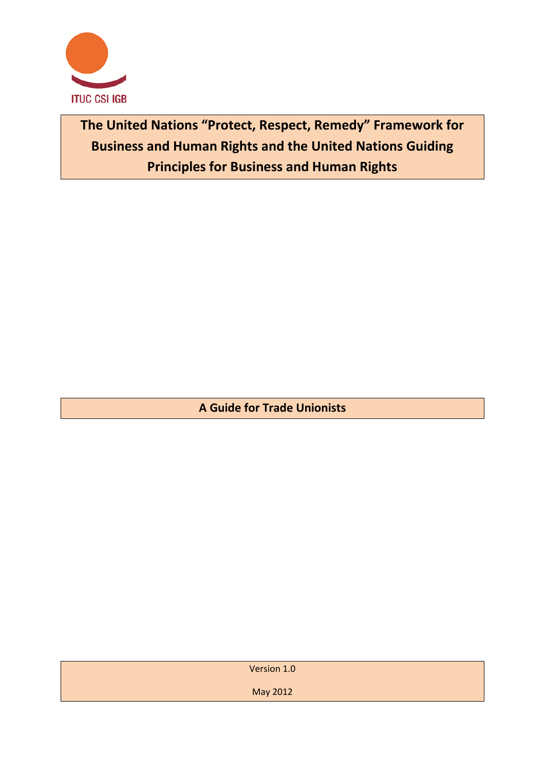ITUC CSI IGB

# The United Nations "Protect, Respect, Remedy" Framework for Business and Human Rights and the United Nations Guiding Principles for Business and Human Rights

## A Guide for Trade Unionists

Version 1.0

May 2012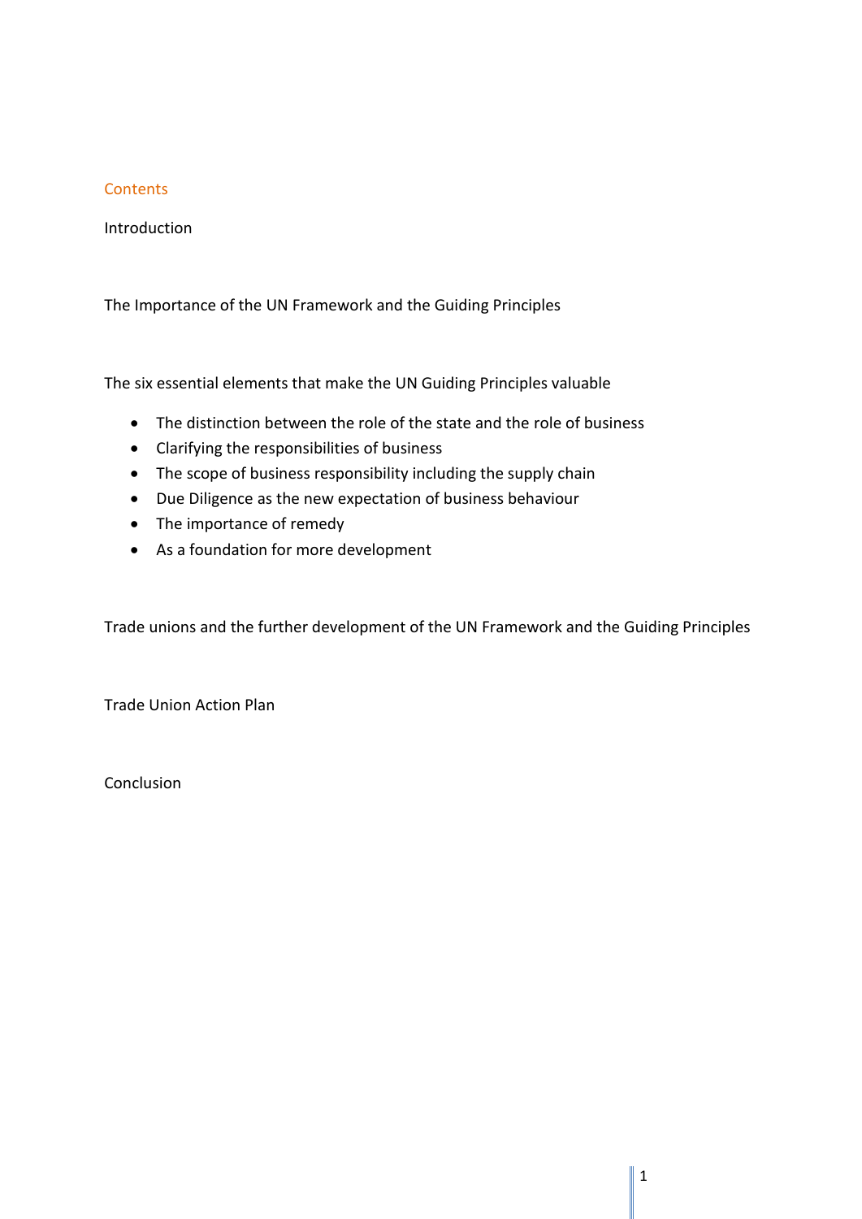## Contents

Introduction

The Importance of the UN Framework and the Guiding Principles

The six essential elements that make the UN Guiding Principles valuable

- The distinction between the role of the state and the role of business
- Clarifying the responsibilities of business
- The scope of business responsibility including the supply chain
- Due Diligence as the new expectation of business behaviour
- The importance of remedy
- As a foundation for more development

Trade unions and the further development of the UN Framework and the Guiding Principles

Trade Union Action Plan

Conclusion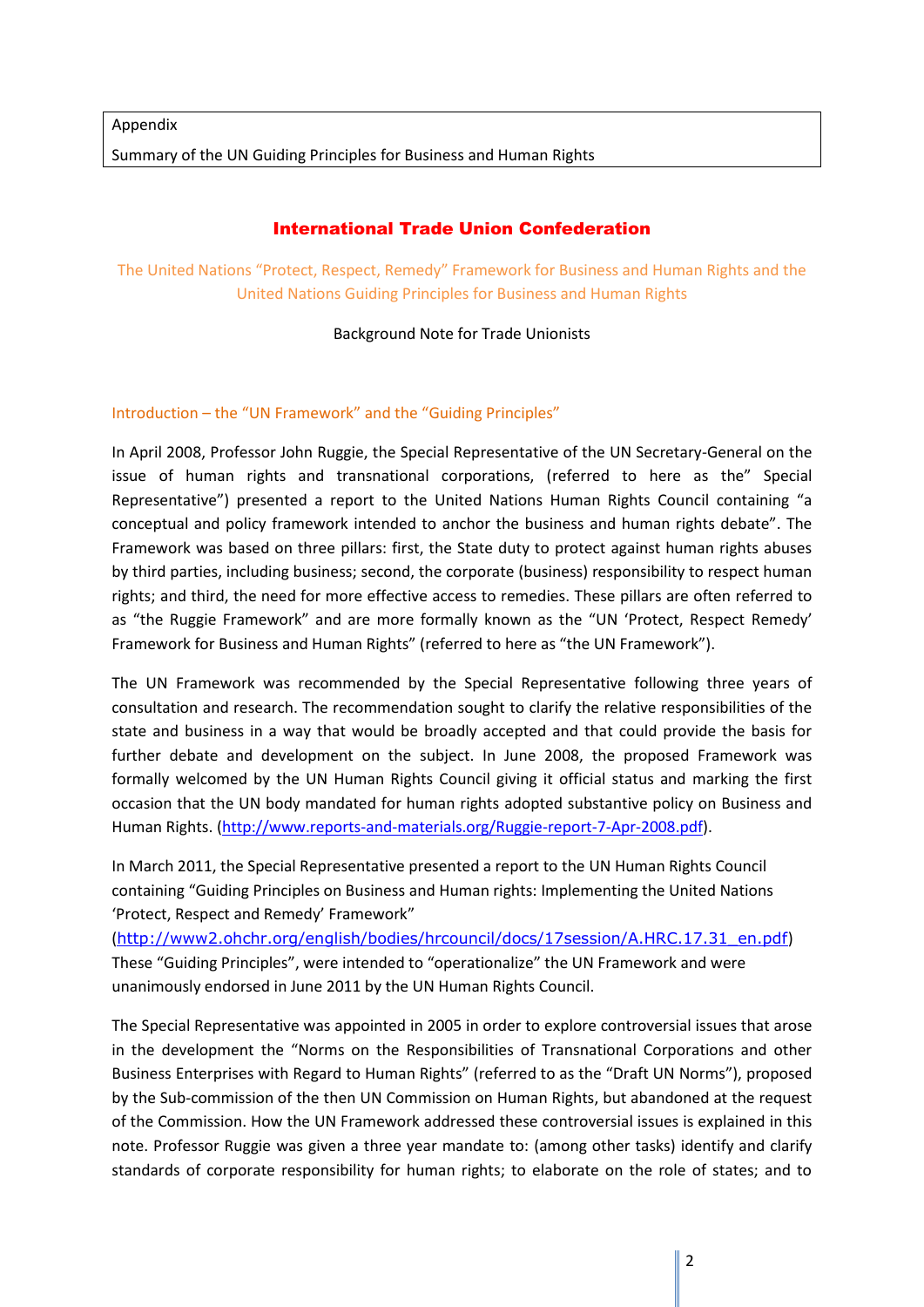Appendix

Summary of the UN Guiding Principles for Business and Human Rights

# International Trade Union Confederation

## The United Nations "Protect, Respect, Remedy" Framework for Business and Human Rights and the United Nations Guiding Principles for Business and Human Rights

Background Note for Trade Unionists

### Introduction – the "UN Framework" and the "Guiding Principles"

In April 2008, Professor John Ruggie, the Special Representative of the UN Secretary-General on the issue of human rights and transnational corporations, (referred to here as the" Special Representative") presented a report to the United Nations Human Rights Council containing "a conceptual and policy framework intended to anchor the business and human rights debate". The Framework was based on three pillars: first, the State duty to protect against human rights abuses by third parties, including business; second, the corporate (business) responsibility to respect human rights; and third, the need for more effective access to remedies. These pillars are often referred to as "the Ruggie Framework" and are more formally known as the "UN 'Protect, Respect Remedy' Framework for Business and Human Rights" (referred to here as "the UN Framework").

The UN Framework was recommended by the Special Representative following three years of consultation and research. The recommendation sought to clarify the relative responsibilities of the state and business in a way that would be broadly accepted and that could provide the basis for further debate and development on the subject. In June 2008, the proposed Framework was formally welcomed by the UN Human Rights Council giving it official status and marking the first occasion that the UN body mandated for human rights adopted substantive policy on Business and Human Rights. (http://www.reports-and-materials.org/Ruggie-report-7-Apr-2008.pdf).

In March 2011, the Special Representative presented a report to the UN Human Rights Council containing "Guiding Principles on Business and Human rights: Implementing the United Nations 'Protect, Respect and Remedy' Framework" (http://www2.ohchr.org/english/bodies/hrcouncil/docs/17session/A.HRC.17.31_en.pdf) These "Guiding Principles", were intended to "operationalize" the UN Framework and were unanimously endorsed in June 2011 by the UN Human Rights Council.

The Special Representative was appointed in 2005 in order to explore controversial issues that arose in the development the "Norms on the Responsibilities of Transnational Corporations and other Business Enterprises with Regard to Human Rights" (referred to as the "Draft UN Norms"), proposed by the Sub-commission of the then UN Commission on Human Rights, but abandoned at the request of the Commission. How the UN Framework addressed these controversial issues is explained in this note. Professor Ruggie was given a three year mandate to: (among other tasks) identify and clarify standards of corporate responsibility for human rights; to elaborate on the role of states; and to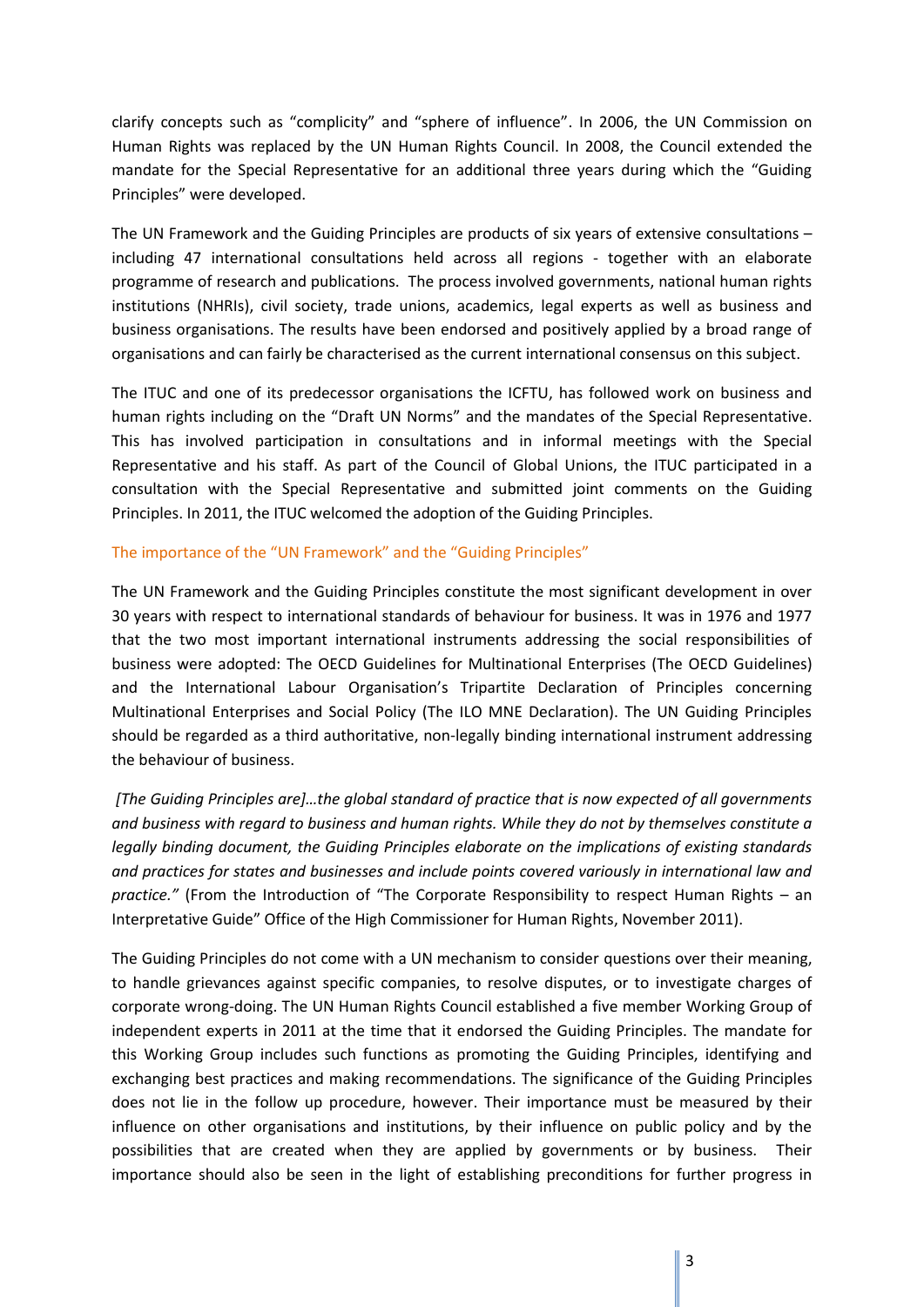clarify concepts such as "complicity" and "sphere of influence". In 2006, the UN Commission on Human Rights was replaced by the UN Human Rights Council. In 2008, the Council extended the mandate for the Special Representative for an additional three years during which the "Guiding Principles" were developed.

The UN Framework and the Guiding Principles are products of six years of extensive consultations – including 47 international consultations held across all regions - together with an elaborate programme of research and publications. The process involved governments, national human rights institutions (NHRIs), civil society, trade unions, academics, legal experts as well as business and business organisations. The results have been endorsed and positively applied by a broad range of organisations and can fairly be characterised as the current international consensus on this subject.

The ITUC and one of its predecessor organisations the ICFTU, has followed work on business and human rights including on the "Draft UN Norms" and the mandates of the Special Representative. This has involved participation in consultations and in informal meetings with the Special Representative and his staff. As part of the Council of Global Unions, the ITUC participated in a consultation with the Special Representative and submitted joint comments on the Guiding Principles. In 2011, the ITUC welcomed the adoption of the Guiding Principles.

## The importance of the "UN Framework" and the "Guiding Principles"

The UN Framework and the Guiding Principles constitute the most significant development in over 30 years with respect to international standards of behaviour for business. It was in 1976 and 1977 that the two most important international instruments addressing the social responsibilities of business were adopted: The OECD Guidelines for Multinational Enterprises (The OECD Guidelines) and the International Labour Organisation's Tripartite Declaration of Principles concerning Multinational Enterprises and Social Policy (The ILO MNE Declaration). The UN Guiding Principles should be regarded as a third authoritative, non-legally binding international instrument addressing the behaviour of business.

*[The Guiding Principles are]…the global standard of practice that is now expected of all governments and business with regard to business and human rights. While they do not by themselves constitute a legally binding document, the Guiding Principles elaborate on the implications of existing standards and practices for states and businesses and include points covered variously in international law and practice."* (From the Introduction of "The Corporate Responsibility to respect Human Rights – an Interpretative Guide" Office of the High Commissioner for Human Rights, November 2011).

The Guiding Principles do not come with a UN mechanism to consider questions over their meaning, to handle grievances against specific companies, to resolve disputes, or to investigate charges of corporate wrong-doing. The UN Human Rights Council established a five member Working Group of independent experts in 2011 at the time that it endorsed the Guiding Principles. The mandate for this Working Group includes such functions as promoting the Guiding Principles, identifying and exchanging best practices and making recommendations. The significance of the Guiding Principles does not lie in the follow up procedure, however. Their importance must be measured by their influence on other organisations and institutions, by their influence on public policy and by the possibilities that are created when they are applied by governments or by business. Their importance should also be seen in the light of establishing preconditions for further progress in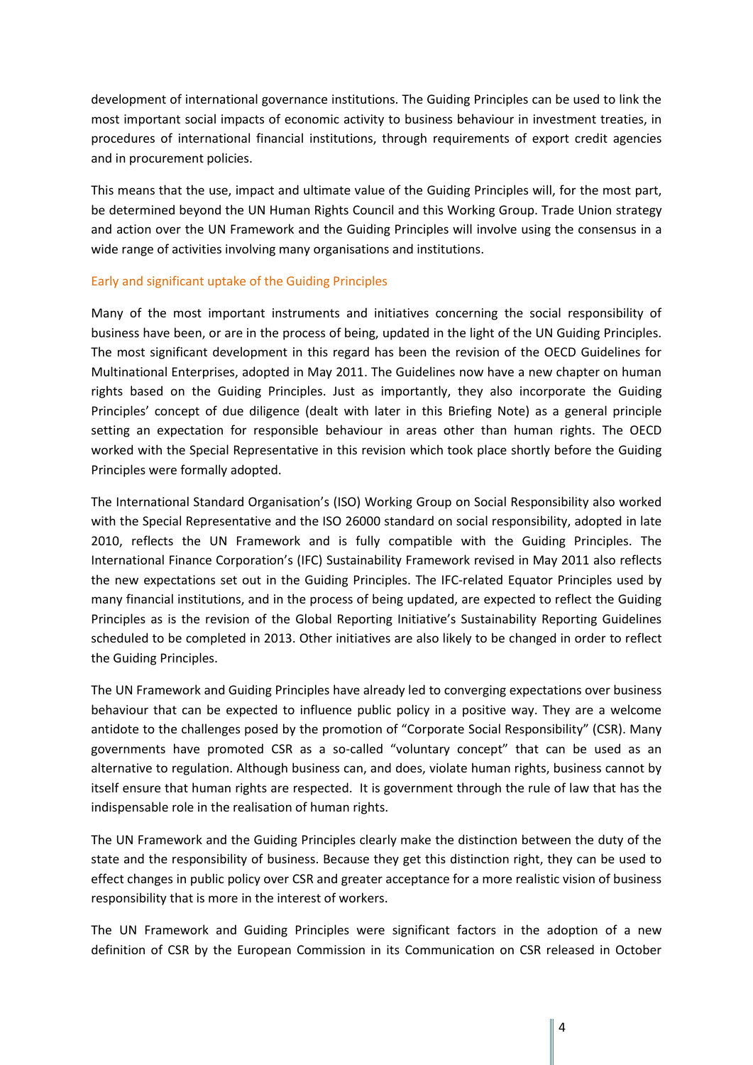development of international governance institutions. The Guiding Principles can be used to link the most important social impacts of economic activity to business behaviour in investment treaties, in procedures of international financial institutions, through requirements of export credit agencies and in procurement policies.

This means that the use, impact and ultimate value of the Guiding Principles will, for the most part, be determined beyond the UN Human Rights Council and this Working Group. Trade Union strategy and action over the UN Framework and the Guiding Principles will involve using the consensus in a wide range of activities involving many organisations and institutions.

## Early and significant uptake of the Guiding Principles

Many of the most important instruments and initiatives concerning the social responsibility of business have been, or are in the process of being, updated in the light of the UN Guiding Principles. The most significant development in this regard has been the revision of the OECD Guidelines for Multinational Enterprises, adopted in May 2011. The Guidelines now have a new chapter on human rights based on the Guiding Principles. Just as importantly, they also incorporate the Guiding Principles' concept of due diligence (dealt with later in this Briefing Note) as a general principle setting an expectation for responsible behaviour in areas other than human rights. The OECD worked with the Special Representative in this revision which took place shortly before the Guiding Principles were formally adopted.

The International Standard Organisation's (ISO) Working Group on Social Responsibility also worked with the Special Representative and the ISO 26000 standard on social responsibility, adopted in late 2010, reflects the UN Framework and is fully compatible with the Guiding Principles. The International Finance Corporation's (IFC) Sustainability Framework revised in May 2011 also reflects the new expectations set out in the Guiding Principles. The IFC-related Equator Principles used by many financial institutions, and in the process of being updated, are expected to reflect the Guiding Principles as is the revision of the Global Reporting Initiative's Sustainability Reporting Guidelines scheduled to be completed in 2013. Other initiatives are also likely to be changed in order to reflect the Guiding Principles.

The UN Framework and Guiding Principles have already led to converging expectations over business behaviour that can be expected to influence public policy in a positive way. They are a welcome antidote to the challenges posed by the promotion of "Corporate Social Responsibility" (CSR). Many governments have promoted CSR as a so-called "voluntary concept" that can be used as an alternative to regulation. Although business can, and does, violate human rights, business cannot by itself ensure that human rights are respected. It is government through the rule of law that has the indispensable role in the realisation of human rights.

The UN Framework and the Guiding Principles clearly make the distinction between the duty of the state and the responsibility of business. Because they get this distinction right, they can be used to effect changes in public policy over CSR and greater acceptance for a more realistic vision of business responsibility that is more in the interest of workers.

The UN Framework and Guiding Principles were significant factors in the adoption of a new definition of CSR by the European Commission in its Communication on CSR released in October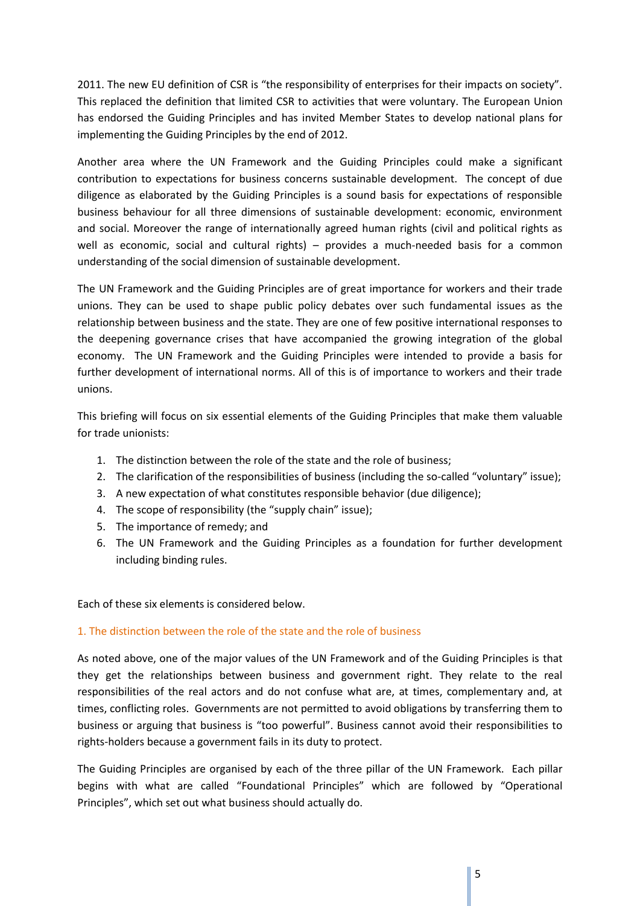2011. The new EU definition of CSR is "the responsibility of enterprises for their impacts on society". This replaced the definition that limited CSR to activities that were voluntary. The European Union has endorsed the Guiding Principles and has invited Member States to develop national plans for implementing the Guiding Principles by the end of 2012.

Another area where the UN Framework and the Guiding Principles could make a significant contribution to expectations for business concerns sustainable development. The concept of due diligence as elaborated by the Guiding Principles is a sound basis for expectations of responsible business behaviour for all three dimensions of sustainable development: economic, environment and social. Moreover the range of internationally agreed human rights (civil and political rights as well as economic, social and cultural rights) – provides a much-needed basis for a common understanding of the social dimension of sustainable development.

The UN Framework and the Guiding Principles are of great importance for workers and their trade unions. They can be used to shape public policy debates over such fundamental issues as the relationship between business and the state. They are one of few positive international responses to the deepening governance crises that have accompanied the growing integration of the global economy. The UN Framework and the Guiding Principles were intended to provide a basis for further development of international norms. All of this is of importance to workers and their trade unions.

This briefing will focus on six essential elements of the Guiding Principles that make them valuable for trade unionists:

1. The distinction between the role of the state and the role of business;
2. The clarification of the responsibilities of business (including the so-called "voluntary" issue);
3. A new expectation of what constitutes responsible behavior (due diligence);
4. The scope of responsibility (the "supply chain" issue);
5. The importance of remedy; and
6. The UN Framework and the Guiding Principles as a foundation for further development including binding rules.

Each of these six elements is considered below.

## 1. The distinction between the role of the state and the role of business

As noted above, one of the major values of the UN Framework and of the Guiding Principles is that they get the relationships between business and government right. They relate to the real responsibilities of the real actors and do not confuse what are, at times, complementary and, at times, conflicting roles. Governments are not permitted to avoid obligations by transferring them to business or arguing that business is "too powerful". Business cannot avoid their responsibilities to rights-holders because a government fails in its duty to protect.

The Guiding Principles are organised by each of the three pillar of the UN Framework. Each pillar begins with what are called "Foundational Principles" which are followed by "Operational Principles", which set out what business should actually do.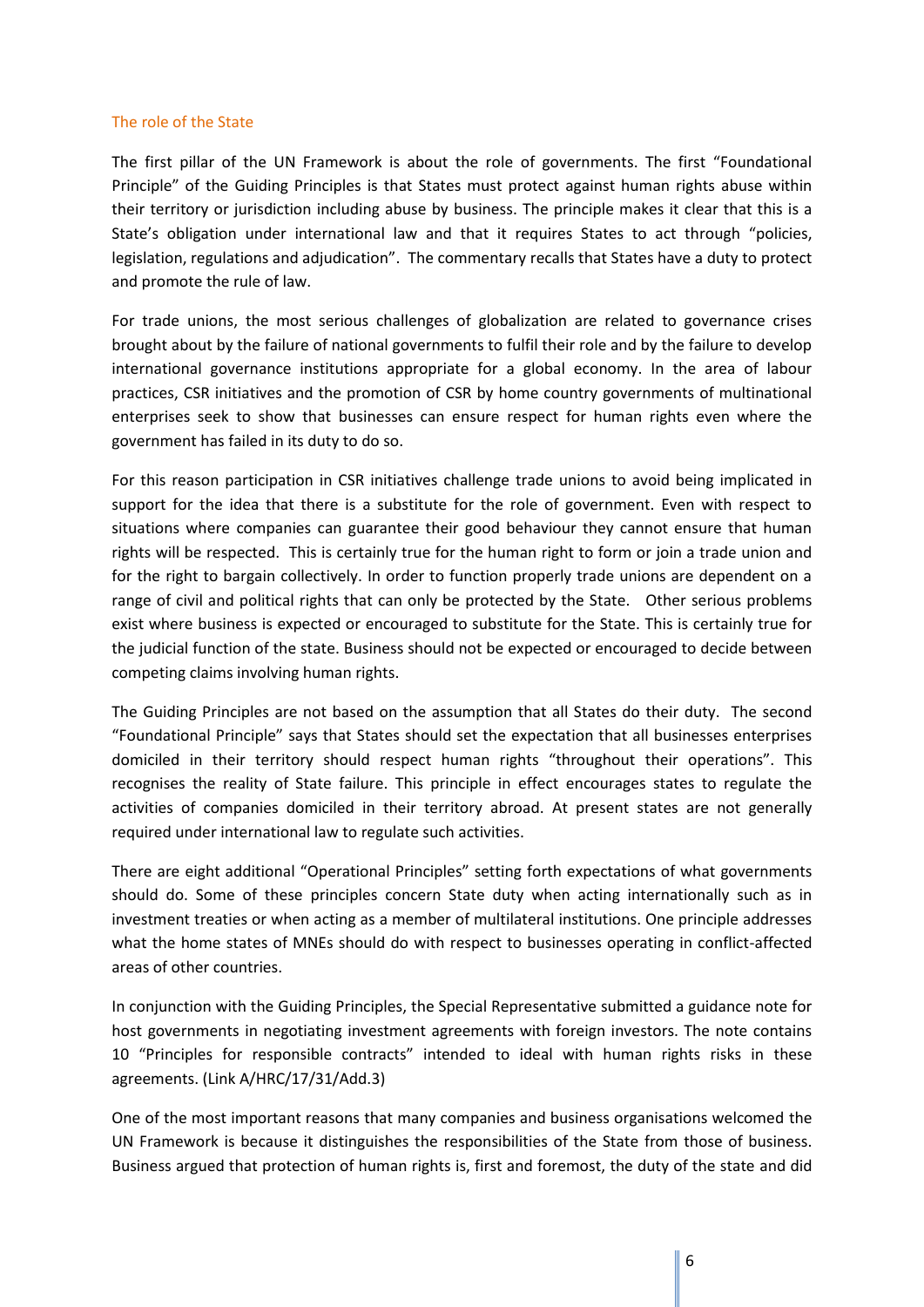## The role of the State

The first pillar of the UN Framework is about the role of governments. The first "Foundational Principle" of the Guiding Principles is that States must protect against human rights abuse within their territory or jurisdiction including abuse by business. The principle makes it clear that this is a State's obligation under international law and that it requires States to act through "policies, legislation, regulations and adjudication". The commentary recalls that States have a duty to protect and promote the rule of law.

For trade unions, the most serious challenges of globalization are related to governance crises brought about by the failure of national governments to fulfil their role and by the failure to develop international governance institutions appropriate for a global economy. In the area of labour practices, CSR initiatives and the promotion of CSR by home country governments of multinational enterprises seek to show that businesses can ensure respect for human rights even where the government has failed in its duty to do so.

For this reason participation in CSR initiatives challenge trade unions to avoid being implicated in support for the idea that there is a substitute for the role of government. Even with respect to situations where companies can guarantee their good behaviour they cannot ensure that human rights will be respected. This is certainly true for the human right to form or join a trade union and for the right to bargain collectively. In order to function properly trade unions are dependent on a range of civil and political rights that can only be protected by the State. Other serious problems exist where business is expected or encouraged to substitute for the State. This is certainly true for the judicial function of the state. Business should not be expected or encouraged to decide between competing claims involving human rights.

The Guiding Principles are not based on the assumption that all States do their duty. The second "Foundational Principle" says that States should set the expectation that all businesses enterprises domiciled in their territory should respect human rights "throughout their operations". This recognises the reality of State failure. This principle in effect encourages states to regulate the activities of companies domiciled in their territory abroad. At present states are not generally required under international law to regulate such activities.

There are eight additional "Operational Principles" setting forth expectations of what governments should do. Some of these principles concern State duty when acting internationally such as in investment treaties or when acting as a member of multilateral institutions. One principle addresses what the home states of MNEs should do with respect to businesses operating in conflict-affected areas of other countries.

In conjunction with the Guiding Principles, the Special Representative submitted a guidance note for host governments in negotiating investment agreements with foreign investors. The note contains 10 "Principles for responsible contracts" intended to ideal with human rights risks in these agreements. (Link A/HRC/17/31/Add.3)

One of the most important reasons that many companies and business organisations welcomed the UN Framework is because it distinguishes the responsibilities of the State from those of business. Business argued that protection of human rights is, first and foremost, the duty of the state and did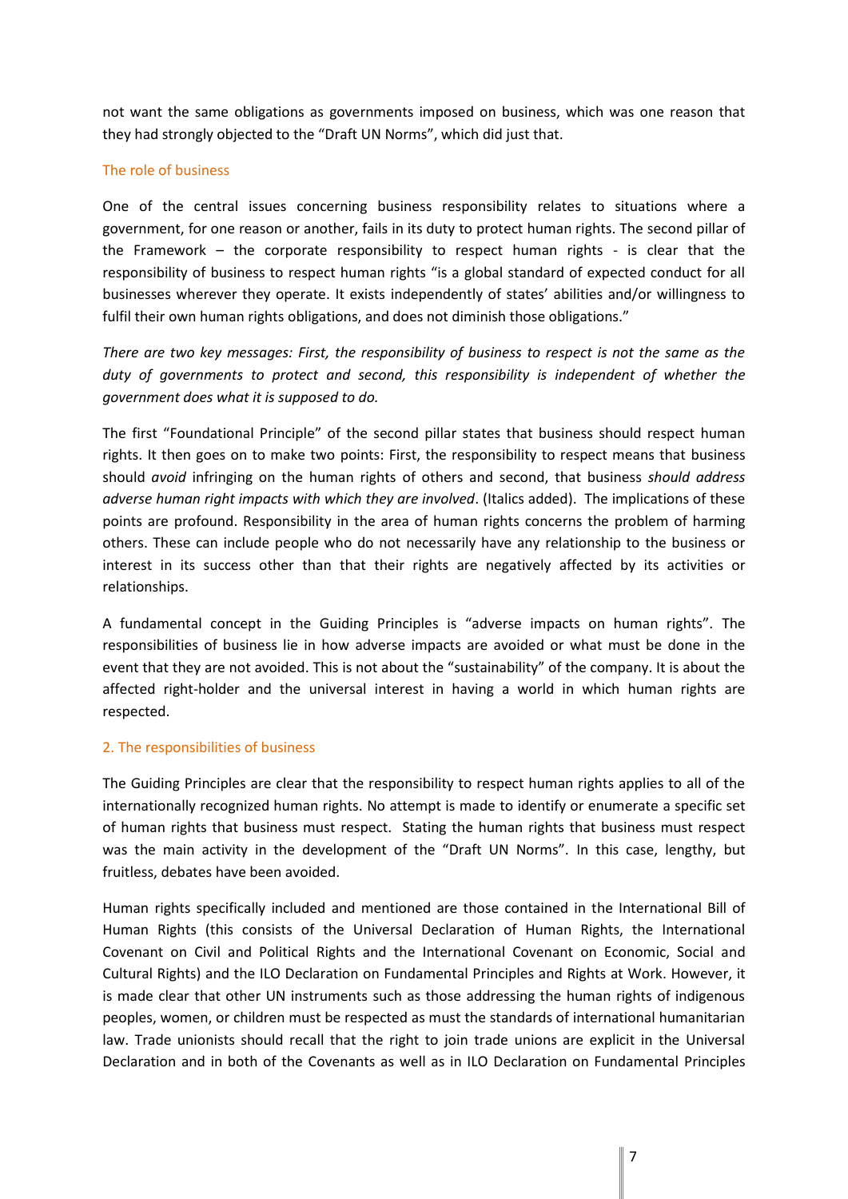not want the same obligations as governments imposed on business, which was one reason that they had strongly objected to the "Draft UN Norms", which did just that.

### The role of business

One of the central issues concerning business responsibility relates to situations where a government, for one reason or another, fails in its duty to protect human rights. The second pillar of the Framework – the corporate responsibility to respect human rights - is clear that the responsibility of business to respect human rights "is a global standard of expected conduct for all businesses wherever they operate. It exists independently of states' abilities and/or willingness to fulfil their own human rights obligations, and does not diminish those obligations."

*There are two key messages: First, the responsibility of business to respect is not the same as the duty of governments to protect and second, this responsibility is independent of whether the government does what it is supposed to do.*

The first "Foundational Principle" of the second pillar states that business should respect human rights. It then goes on to make two points: First, the responsibility to respect means that business should *avoid* infringing on the human rights of others and second, that business *should address adverse human right impacts with which they are involved*. (Italics added). The implications of these points are profound. Responsibility in the area of human rights concerns the problem of harming others. These can include people who do not necessarily have any relationship to the business or interest in its success other than that their rights are negatively affected by its activities or relationships.

A fundamental concept in the Guiding Principles is "adverse impacts on human rights". The responsibilities of business lie in how adverse impacts are avoided or what must be done in the event that they are not avoided. This is not about the "sustainability" of the company. It is about the affected right-holder and the universal interest in having a world in which human rights are respected.

## 2. The responsibilities of business

The Guiding Principles are clear that the responsibility to respect human rights applies to all of the internationally recognized human rights. No attempt is made to identify or enumerate a specific set of human rights that business must respect. Stating the human rights that business must respect was the main activity in the development of the "Draft UN Norms". In this case, lengthy, but fruitless, debates have been avoided.

Human rights specifically included and mentioned are those contained in the International Bill of Human Rights (this consists of the Universal Declaration of Human Rights, the International Covenant on Civil and Political Rights and the International Covenant on Economic, Social and Cultural Rights) and the ILO Declaration on Fundamental Principles and Rights at Work. However, it is made clear that other UN instruments such as those addressing the human rights of indigenous peoples, women, or children must be respected as must the standards of international humanitarian law. Trade unionists should recall that the right to join trade unions are explicit in the Universal Declaration and in both of the Covenants as well as in ILO Declaration on Fundamental Principles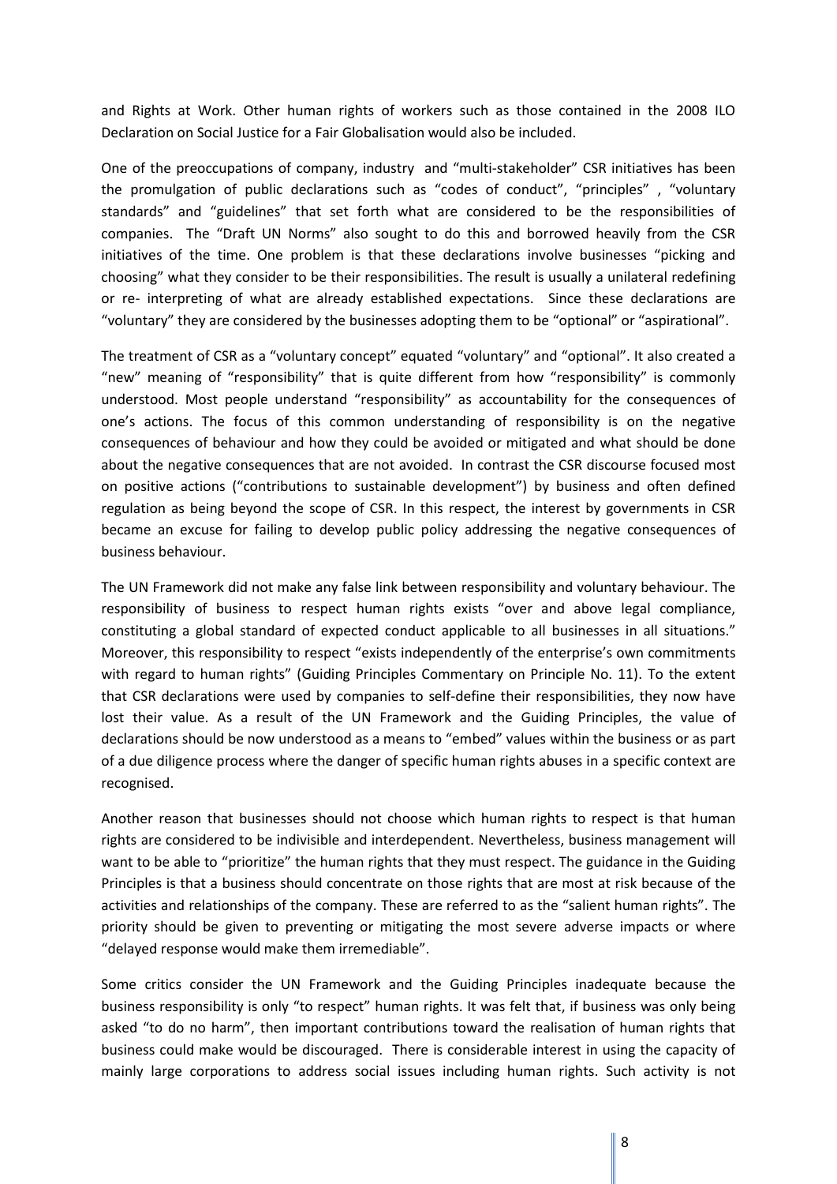and Rights at Work. Other human rights of workers such as those contained in the 2008 ILO Declaration on Social Justice for a Fair Globalisation would also be included.

One of the preoccupations of company, industry and "multi-stakeholder" CSR initiatives has been the promulgation of public declarations such as "codes of conduct", "principles" , "voluntary standards" and "guidelines" that set forth what are considered to be the responsibilities of companies. The "Draft UN Norms" also sought to do this and borrowed heavily from the CSR initiatives of the time. One problem is that these declarations involve businesses "picking and choosing" what they consider to be their responsibilities. The result is usually a unilateral redefining or re- interpreting of what are already established expectations. Since these declarations are "voluntary" they are considered by the businesses adopting them to be "optional" or "aspirational".

The treatment of CSR as a "voluntary concept" equated "voluntary" and "optional". It also created a "new" meaning of "responsibility" that is quite different from how "responsibility" is commonly understood. Most people understand "responsibility" as accountability for the consequences of one's actions. The focus of this common understanding of responsibility is on the negative consequences of behaviour and how they could be avoided or mitigated and what should be done about the negative consequences that are not avoided. In contrast the CSR discourse focused most on positive actions ("contributions to sustainable development") by business and often defined regulation as being beyond the scope of CSR. In this respect, the interest by governments in CSR became an excuse for failing to develop public policy addressing the negative consequences of business behaviour.

The UN Framework did not make any false link between responsibility and voluntary behaviour. The responsibility of business to respect human rights exists "over and above legal compliance, constituting a global standard of expected conduct applicable to all businesses in all situations." Moreover, this responsibility to respect "exists independently of the enterprise's own commitments with regard to human rights" (Guiding Principles Commentary on Principle No. 11). To the extent that CSR declarations were used by companies to self-define their responsibilities, they now have lost their value. As a result of the UN Framework and the Guiding Principles, the value of declarations should be now understood as a means to "embed" values within the business or as part of a due diligence process where the danger of specific human rights abuses in a specific context are recognised.

Another reason that businesses should not choose which human rights to respect is that human rights are considered to be indivisible and interdependent. Nevertheless, business management will want to be able to "prioritize" the human rights that they must respect. The guidance in the Guiding Principles is that a business should concentrate on those rights that are most at risk because of the activities and relationships of the company. These are referred to as the "salient human rights". The priority should be given to preventing or mitigating the most severe adverse impacts or where "delayed response would make them irremediable".

Some critics consider the UN Framework and the Guiding Principles inadequate because the business responsibility is only "to respect" human rights. It was felt that, if business was only being asked "to do no harm", then important contributions toward the realisation of human rights that business could make would be discouraged. There is considerable interest in using the capacity of mainly large corporations to address social issues including human rights. Such activity is not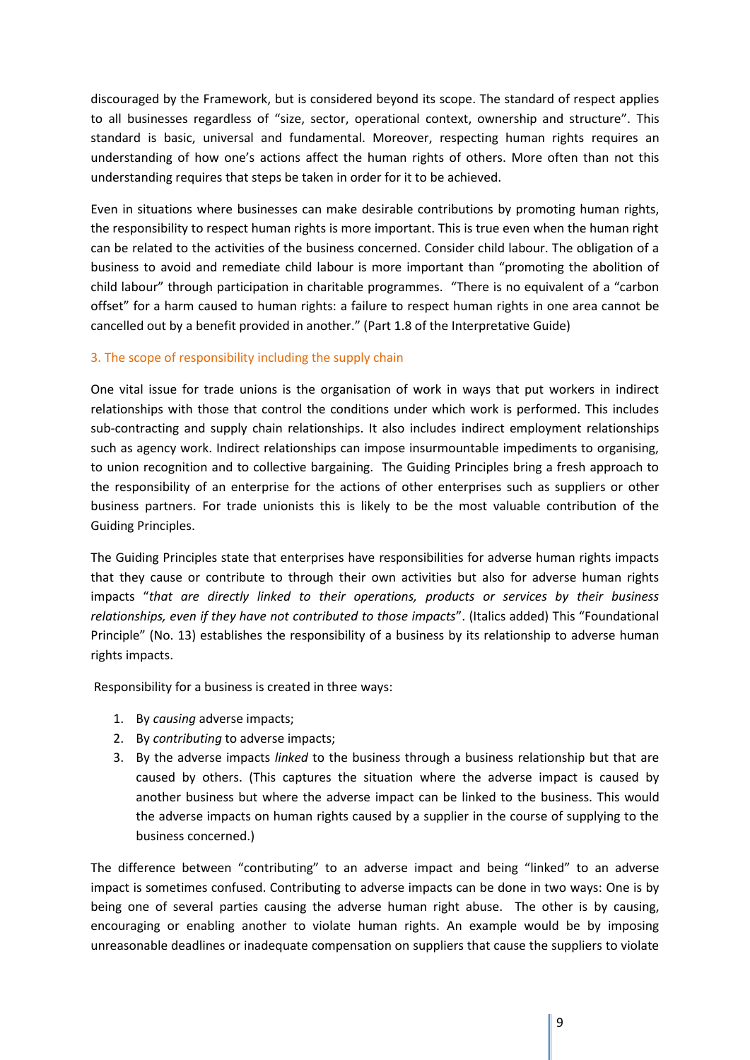discouraged by the Framework, but is considered beyond its scope. The standard of respect applies to all businesses regardless of "size, sector, operational context, ownership and structure". This standard is basic, universal and fundamental. Moreover, respecting human rights requires an understanding of how one's actions affect the human rights of others. More often than not this understanding requires that steps be taken in order for it to be achieved.

Even in situations where businesses can make desirable contributions by promoting human rights, the responsibility to respect human rights is more important. This is true even when the human right can be related to the activities of the business concerned. Consider child labour. The obligation of a business to avoid and remediate child labour is more important than "promoting the abolition of child labour" through participation in charitable programmes. "There is no equivalent of a "carbon offset" for a harm caused to human rights: a failure to respect human rights in one area cannot be cancelled out by a benefit provided in another." (Part 1.8 of the Interpretative Guide)

### 3. The scope of responsibility including the supply chain

One vital issue for trade unions is the organisation of work in ways that put workers in indirect relationships with those that control the conditions under which work is performed. This includes sub-contracting and supply chain relationships. It also includes indirect employment relationships such as agency work. Indirect relationships can impose insurmountable impediments to organising, to union recognition and to collective bargaining. The Guiding Principles bring a fresh approach to the responsibility of an enterprise for the actions of other enterprises such as suppliers or other business partners. For trade unionists this is likely to be the most valuable contribution of the Guiding Principles.

The Guiding Principles state that enterprises have responsibilities for adverse human rights impacts that they cause or contribute to through their own activities but also for adverse human rights impacts "*that are directly linked to their operations, products or services by their business relationships, even if they have not contributed to those impacts*". (Italics added) This "Foundational Principle" (No. 13) establishes the responsibility of a business by its relationship to adverse human rights impacts.

Responsibility for a business is created in three ways:

1. By *causing* adverse impacts;
2. By *contributing* to adverse impacts;
3. By the adverse impacts *linked* to the business through a business relationship but that are caused by others. (This captures the situation where the adverse impact is caused by another business but where the adverse impact can be linked to the business. This would the adverse impacts on human rights caused by a supplier in the course of supplying to the business concerned.)

The difference between "contributing" to an adverse impact and being "linked" to an adverse impact is sometimes confused. Contributing to adverse impacts can be done in two ways: One is by being one of several parties causing the adverse human right abuse. The other is by causing, encouraging or enabling another to violate human rights. An example would be by imposing unreasonable deadlines or inadequate compensation on suppliers that cause the suppliers to violate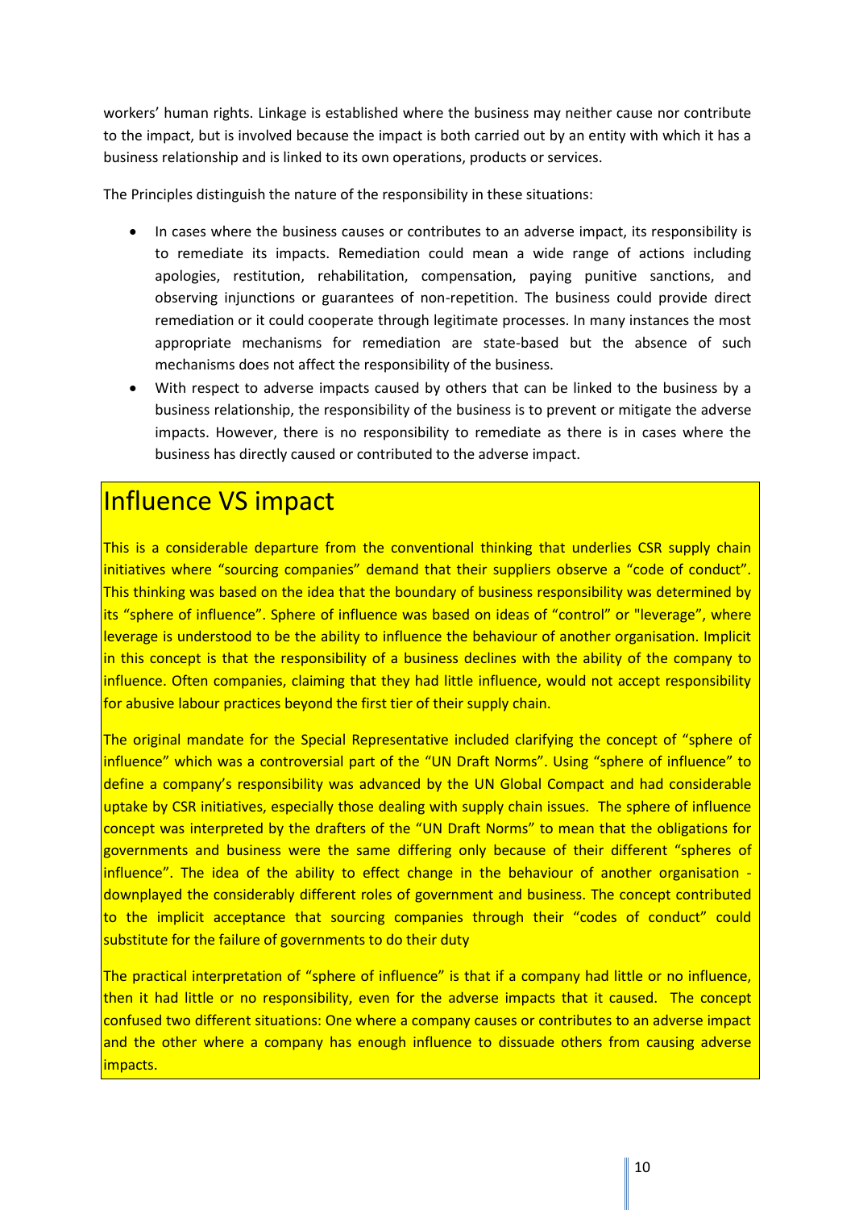workers' human rights. Linkage is established where the business may neither cause nor contribute to the impact, but is involved because the impact is both carried out by an entity with which it has a business relationship and is linked to its own operations, products or services.

The Principles distinguish the nature of the responsibility in these situations:

- In cases where the business causes or contributes to an adverse impact, its responsibility is to remediate its impacts. Remediation could mean a wide range of actions including apologies, restitution, rehabilitation, compensation, paying punitive sanctions, and observing injunctions or guarantees of non-repetition. The business could provide direct remediation or it could cooperate through legitimate processes. In many instances the most appropriate mechanisms for remediation are state-based but the absence of such mechanisms does not affect the responsibility of the business.
- With respect to adverse impacts caused by others that can be linked to the business by a business relationship, the responsibility of the business is to prevent or mitigate the adverse impacts. However, there is no responsibility to remediate as there is in cases where the business has directly caused or contributed to the adverse impact.

## Influence VS impact

This is a considerable departure from the conventional thinking that underlies CSR supply chain initiatives where "sourcing companies" demand that their suppliers observe a "code of conduct". This thinking was based on the idea that the boundary of business responsibility was determined by its "sphere of influence". Sphere of influence was based on ideas of "control" or "leverage", where leverage is understood to be the ability to influence the behaviour of another organisation. Implicit in this concept is that the responsibility of a business declines with the ability of the company to influence. Often companies, claiming that they had little influence, would not accept responsibility for abusive labour practices beyond the first tier of their supply chain.

The original mandate for the Special Representative included clarifying the concept of "sphere of influence" which was a controversial part of the "UN Draft Norms". Using "sphere of influence" to define a company's responsibility was advanced by the UN Global Compact and had considerable uptake by CSR initiatives, especially those dealing with supply chain issues. The sphere of influence concept was interpreted by the drafters of the "UN Draft Norms" to mean that the obligations for governments and business were the same differing only because of their different "spheres of influence". The idea of the ability to effect change in the behaviour of another organisation - downplayed the considerably different roles of government and business. The concept contributed to the implicit acceptance that sourcing companies through their "codes of conduct" could substitute for the failure of governments to do their duty

The practical interpretation of "sphere of influence" is that if a company had little or no influence, then it had little or no responsibility, even for the adverse impacts that it caused. The concept confused two different situations: One where a company causes or contributes to an adverse impact and the other where a company has enough influence to dissuade others from causing adverse impacts.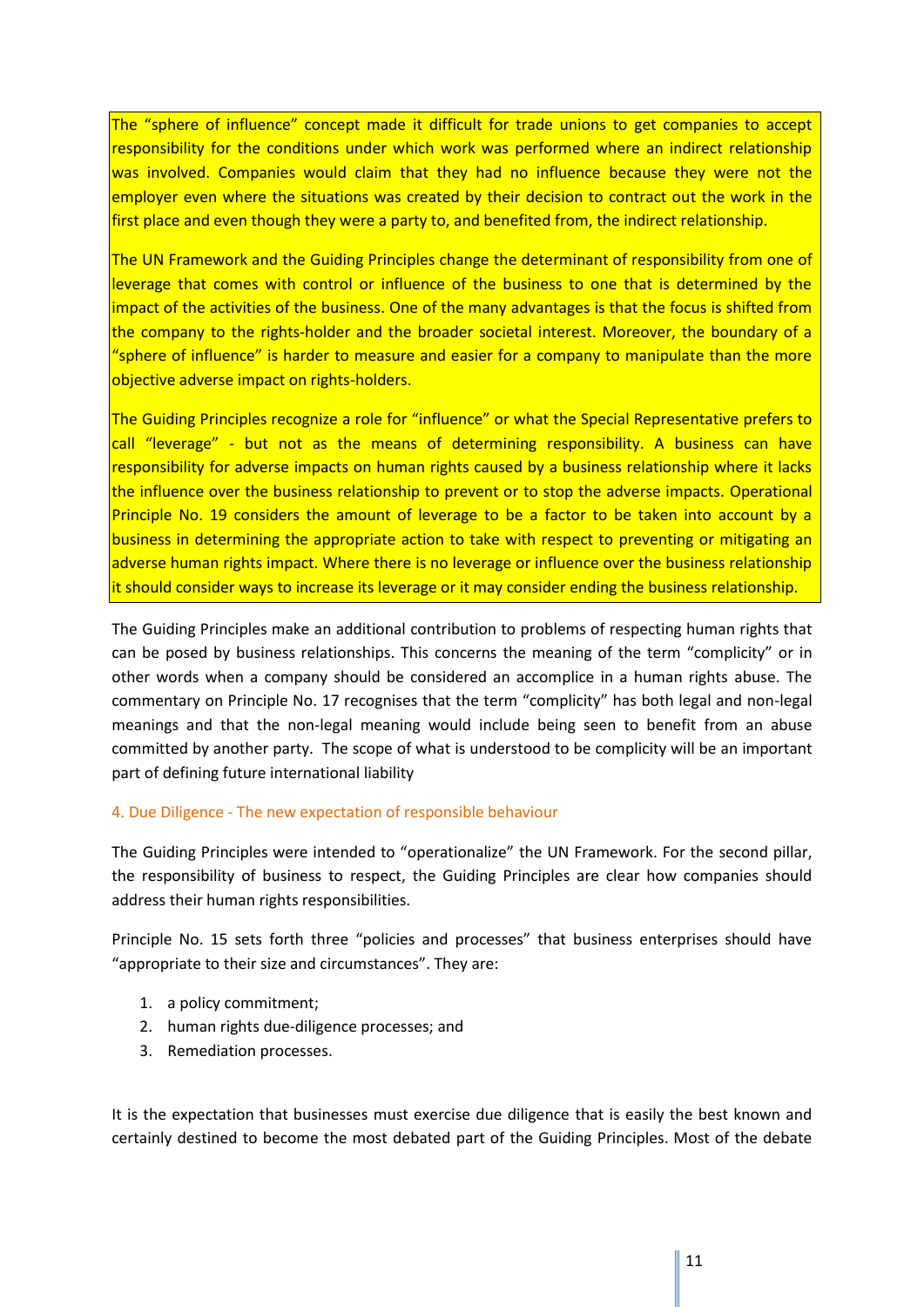The "sphere of influence" concept made it difficult for trade unions to get companies to accept responsibility for the conditions under which work was performed where an indirect relationship was involved. Companies would claim that they had no influence because they were not the employer even where the situations was created by their decision to contract out the work in the first place and even though they were a party to, and benefited from, the indirect relationship.

The UN Framework and the Guiding Principles change the determinant of responsibility from one of leverage that comes with control or influence of the business to one that is determined by the impact of the activities of the business. One of the many advantages is that the focus is shifted from the company to the rights-holder and the broader societal interest. Moreover, the boundary of a "sphere of influence" is harder to measure and easier for a company to manipulate than the more objective adverse impact on rights-holders.

The Guiding Principles recognize a role for "influence" or what the Special Representative prefers to call "leverage" - but not as the means of determining responsibility. A business can have responsibility for adverse impacts on human rights caused by a business relationship where it lacks the influence over the business relationship to prevent or to stop the adverse impacts. Operational Principle No. 19 considers the amount of leverage to be a factor to be taken into account by a business in determining the appropriate action to take with respect to preventing or mitigating an adverse human rights impact. Where there is no leverage or influence over the business relationship it should consider ways to increase its leverage or it may consider ending the business relationship.

The Guiding Principles make an additional contribution to problems of respecting human rights that can be posed by business relationships. This concerns the meaning of the term "complicity" or in other words when a company should be considered an accomplice in a human rights abuse. The commentary on Principle No. 17 recognises that the term "complicity" has both legal and non-legal meanings and that the non-legal meaning would include being seen to benefit from an abuse committed by another party. The scope of what is understood to be complicity will be an important part of defining future international liability

## 4. Due Diligence - The new expectation of responsible behaviour

The Guiding Principles were intended to "operationalize" the UN Framework. For the second pillar, the responsibility of business to respect, the Guiding Principles are clear how companies should address their human rights responsibilities.

Principle No. 15 sets forth three "policies and processes" that business enterprises should have "appropriate to their size and circumstances". They are:

1. a policy commitment;
2. human rights due-diligence processes; and
3. Remediation processes.

It is the expectation that businesses must exercise due diligence that is easily the best known and certainly destined to become the most debated part of the Guiding Principles. Most of the debate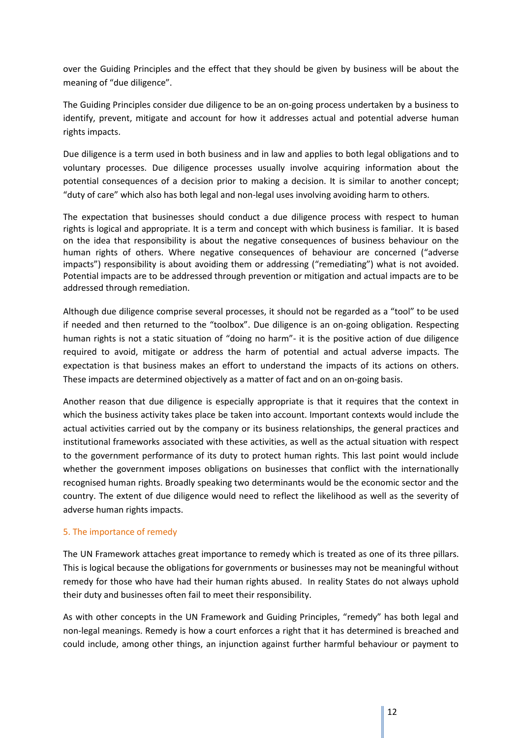over the Guiding Principles and the effect that they should be given by business will be about the meaning of "due diligence".

The Guiding Principles consider due diligence to be an on-going process undertaken by a business to identify, prevent, mitigate and account for how it addresses actual and potential adverse human rights impacts.

Due diligence is a term used in both business and in law and applies to both legal obligations and to voluntary processes. Due diligence processes usually involve acquiring information about the potential consequences of a decision prior to making a decision. It is similar to another concept; "duty of care" which also has both legal and non-legal uses involving avoiding harm to others.

The expectation that businesses should conduct a due diligence process with respect to human rights is logical and appropriate. It is a term and concept with which business is familiar. It is based on the idea that responsibility is about the negative consequences of business behaviour on the human rights of others. Where negative consequences of behaviour are concerned ("adverse impacts") responsibility is about avoiding them or addressing ("remediating") what is not avoided. Potential impacts are to be addressed through prevention or mitigation and actual impacts are to be addressed through remediation.

Although due diligence comprise several processes, it should not be regarded as a "tool" to be used if needed and then returned to the "toolbox". Due diligence is an on-going obligation. Respecting human rights is not a static situation of "doing no harm"- it is the positive action of due diligence required to avoid, mitigate or address the harm of potential and actual adverse impacts. The expectation is that business makes an effort to understand the impacts of its actions on others. These impacts are determined objectively as a matter of fact and on an on-going basis.

Another reason that due diligence is especially appropriate is that it requires that the context in which the business activity takes place be taken into account. Important contexts would include the actual activities carried out by the company or its business relationships, the general practices and institutional frameworks associated with these activities, as well as the actual situation with respect to the government performance of its duty to protect human rights. This last point would include whether the government imposes obligations on businesses that conflict with the internationally recognised human rights. Broadly speaking two determinants would be the economic sector and the country. The extent of due diligence would need to reflect the likelihood as well as the severity of adverse human rights impacts.

### 5. The importance of remedy

The UN Framework attaches great importance to remedy which is treated as one of its three pillars. This is logical because the obligations for governments or businesses may not be meaningful without remedy for those who have had their human rights abused. In reality States do not always uphold their duty and businesses often fail to meet their responsibility.

As with other concepts in the UN Framework and Guiding Principles, "remedy" has both legal and non-legal meanings. Remedy is how a court enforces a right that it has determined is breached and could include, among other things, an injunction against further harmful behaviour or payment to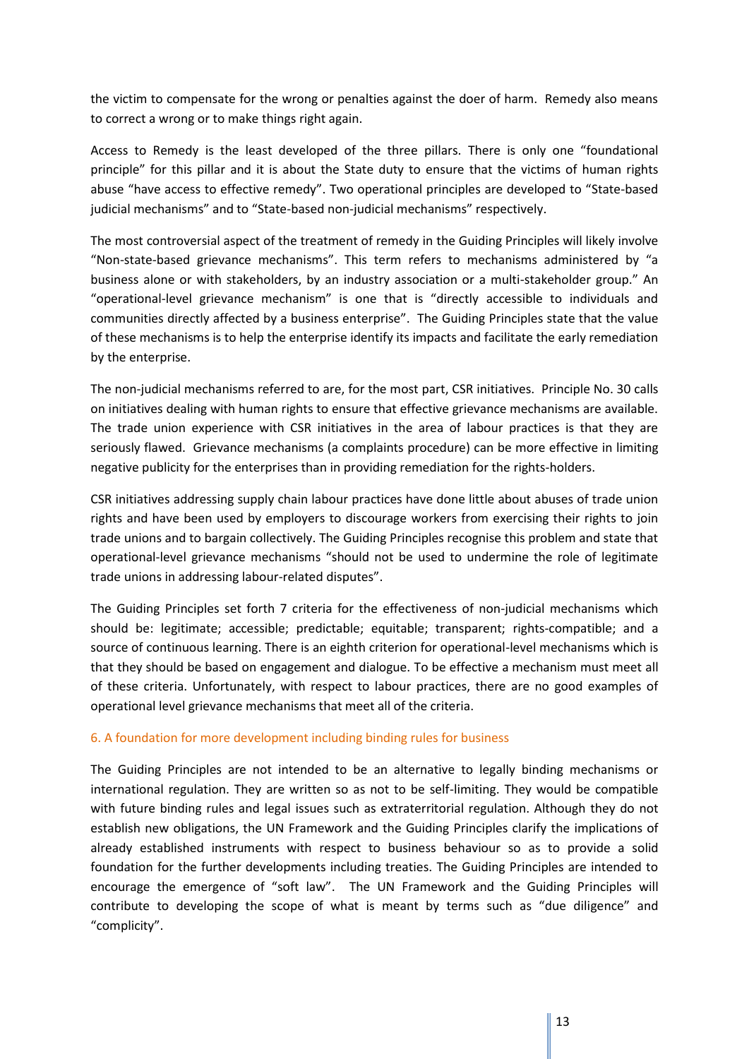the victim to compensate for the wrong or penalties against the doer of harm. Remedy also means to correct a wrong or to make things right again.

Access to Remedy is the least developed of the three pillars. There is only one "foundational principle" for this pillar and it is about the State duty to ensure that the victims of human rights abuse "have access to effective remedy". Two operational principles are developed to "State-based judicial mechanisms" and to "State-based non-judicial mechanisms" respectively.

The most controversial aspect of the treatment of remedy in the Guiding Principles will likely involve "Non-state-based grievance mechanisms". This term refers to mechanisms administered by "a business alone or with stakeholders, by an industry association or a multi-stakeholder group." An "operational-level grievance mechanism" is one that is "directly accessible to individuals and communities directly affected by a business enterprise". The Guiding Principles state that the value of these mechanisms is to help the enterprise identify its impacts and facilitate the early remediation by the enterprise.

The non-judicial mechanisms referred to are, for the most part, CSR initiatives. Principle No. 30 calls on initiatives dealing with human rights to ensure that effective grievance mechanisms are available. The trade union experience with CSR initiatives in the area of labour practices is that they are seriously flawed. Grievance mechanisms (a complaints procedure) can be more effective in limiting negative publicity for the enterprises than in providing remediation for the rights-holders.

CSR initiatives addressing supply chain labour practices have done little about abuses of trade union rights and have been used by employers to discourage workers from exercising their rights to join trade unions and to bargain collectively. The Guiding Principles recognise this problem and state that operational-level grievance mechanisms "should not be used to undermine the role of legitimate trade unions in addressing labour-related disputes".

The Guiding Principles set forth 7 criteria for the effectiveness of non-judicial mechanisms which should be: legitimate; accessible; predictable; equitable; transparent; rights-compatible; and a source of continuous learning. There is an eighth criterion for operational-level mechanisms which is that they should be based on engagement and dialogue. To be effective a mechanism must meet all of these criteria. Unfortunately, with respect to labour practices, there are no good examples of operational level grievance mechanisms that meet all of the criteria.

### 6. A foundation for more development including binding rules for business

The Guiding Principles are not intended to be an alternative to legally binding mechanisms or international regulation. They are written so as not to be self-limiting. They would be compatible with future binding rules and legal issues such as extraterritorial regulation. Although they do not establish new obligations, the UN Framework and the Guiding Principles clarify the implications of already established instruments with respect to business behaviour so as to provide a solid foundation for the further developments including treaties. The Guiding Principles are intended to encourage the emergence of "soft law". The UN Framework and the Guiding Principles will contribute to developing the scope of what is meant by terms such as "due diligence" and "complicity".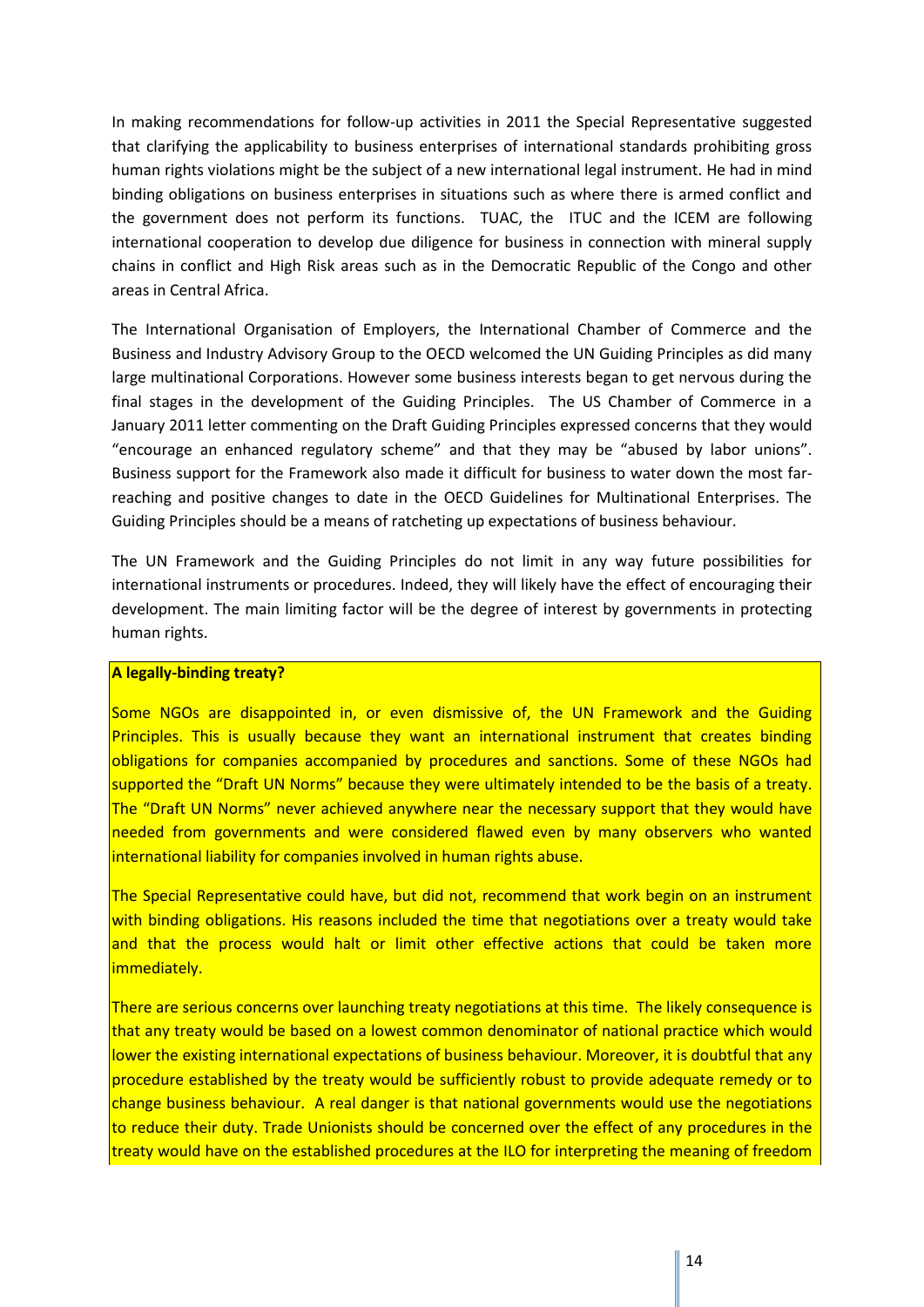In making recommendations for follow-up activities in 2011 the Special Representative suggested that clarifying the applicability to business enterprises of international standards prohibiting gross human rights violations might be the subject of a new international legal instrument. He had in mind binding obligations on business enterprises in situations such as where there is armed conflict and the government does not perform its functions. TUAC, the ITUC and the ICEM are following international cooperation to develop due diligence for business in connection with mineral supply chains in conflict and High Risk areas such as in the Democratic Republic of the Congo and other areas in Central Africa.

The International Organisation of Employers, the International Chamber of Commerce and the Business and Industry Advisory Group to the OECD welcomed the UN Guiding Principles as did many large multinational Corporations. However some business interests began to get nervous during the final stages in the development of the Guiding Principles. The US Chamber of Commerce in a January 2011 letter commenting on the Draft Guiding Principles expressed concerns that they would "encourage an enhanced regulatory scheme" and that they may be "abused by labor unions". Business support for the Framework also made it difficult for business to water down the most far-reaching and positive changes to date in the OECD Guidelines for Multinational Enterprises. The Guiding Principles should be a means of ratcheting up expectations of business behaviour.

The UN Framework and the Guiding Principles do not limit in any way future possibilities for international instruments or procedures. Indeed, they will likely have the effect of encouraging their development. The main limiting factor will be the degree of interest by governments in protecting human rights.

**A legally-binding treaty?**

Some NGOs are disappointed in, or even dismissive of, the UN Framework and the Guiding Principles. This is usually because they want an international instrument that creates binding obligations for companies accompanied by procedures and sanctions. Some of these NGOs had supported the "Draft UN Norms" because they were ultimately intended to be the basis of a treaty. The "Draft UN Norms" never achieved anywhere near the necessary support that they would have needed from governments and were considered flawed even by many observers who wanted international liability for companies involved in human rights abuse.

The Special Representative could have, but did not, recommend that work begin on an instrument with binding obligations. His reasons included the time that negotiations over a treaty would take and that the process would halt or limit other effective actions that could be taken more immediately.

There are serious concerns over launching treaty negotiations at this time. The likely consequence is that any treaty would be based on a lowest common denominator of national practice which would lower the existing international expectations of business behaviour. Moreover, it is doubtful that any procedure established by the treaty would be sufficiently robust to provide adequate remedy or to change business behaviour. A real danger is that national governments would use the negotiations to reduce their duty. Trade Unionists should be concerned over the effect of any procedures in the treaty would have on the established procedures at the ILO for interpreting the meaning of freedom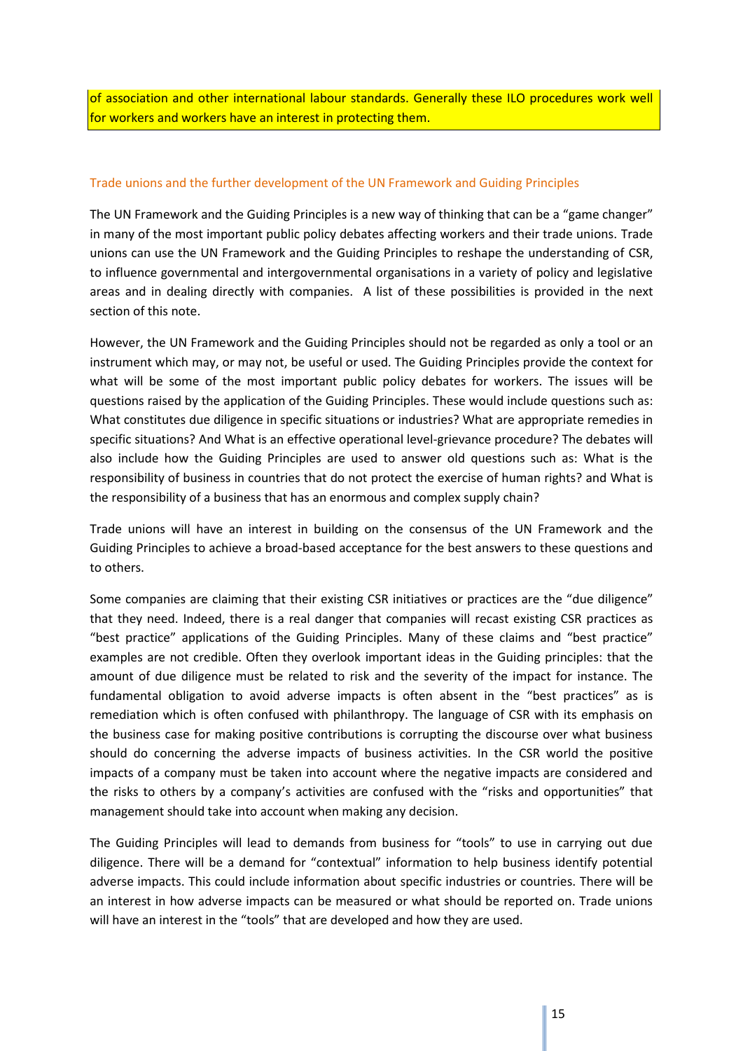of association and other international labour standards. Generally these ILO procedures work well for workers and workers have an interest in protecting them.

### Trade unions and the further development of the UN Framework and Guiding Principles

The UN Framework and the Guiding Principles is a new way of thinking that can be a "game changer" in many of the most important public policy debates affecting workers and their trade unions. Trade unions can use the UN Framework and the Guiding Principles to reshape the understanding of CSR, to influence governmental and intergovernmental organisations in a variety of policy and legislative areas and in dealing directly with companies. A list of these possibilities is provided in the next section of this note.

However, the UN Framework and the Guiding Principles should not be regarded as only a tool or an instrument which may, or may not, be useful or used. The Guiding Principles provide the context for what will be some of the most important public policy debates for workers. The issues will be questions raised by the application of the Guiding Principles. These would include questions such as: What constitutes due diligence in specific situations or industries? What are appropriate remedies in specific situations? And What is an effective operational level-grievance procedure? The debates will also include how the Guiding Principles are used to answer old questions such as: What is the responsibility of business in countries that do not protect the exercise of human rights? and What is the responsibility of a business that has an enormous and complex supply chain?

Trade unions will have an interest in building on the consensus of the UN Framework and the Guiding Principles to achieve a broad-based acceptance for the best answers to these questions and to others.

Some companies are claiming that their existing CSR initiatives or practices are the "due diligence" that they need. Indeed, there is a real danger that companies will recast existing CSR practices as "best practice" applications of the Guiding Principles. Many of these claims and "best practice" examples are not credible. Often they overlook important ideas in the Guiding principles: that the amount of due diligence must be related to risk and the severity of the impact for instance. The fundamental obligation to avoid adverse impacts is often absent in the "best practices" as is remediation which is often confused with philanthropy. The language of CSR with its emphasis on the business case for making positive contributions is corrupting the discourse over what business should do concerning the adverse impacts of business activities. In the CSR world the positive impacts of a company must be taken into account where the negative impacts are considered and the risks to others by a company's activities are confused with the "risks and opportunities" that management should take into account when making any decision.

The Guiding Principles will lead to demands from business for "tools" to use in carrying out due diligence. There will be a demand for "contextual" information to help business identify potential adverse impacts. This could include information about specific industries or countries. There will be an interest in how adverse impacts can be measured or what should be reported on. Trade unions will have an interest in the "tools" that are developed and how they are used.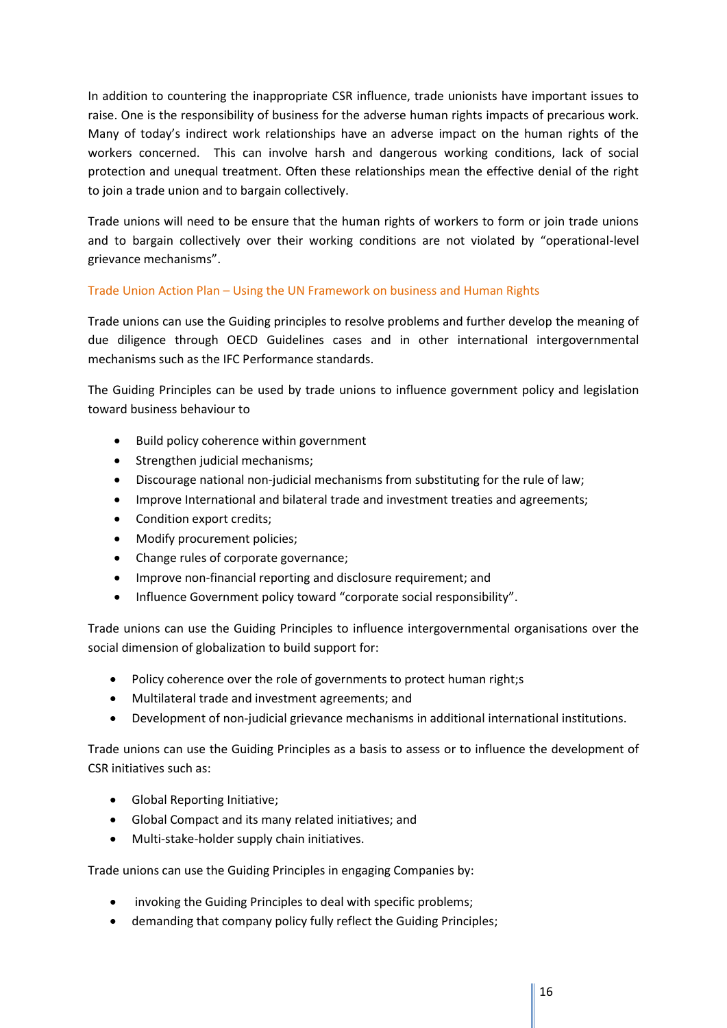In addition to countering the inappropriate CSR influence, trade unionists have important issues to raise. One is the responsibility of business for the adverse human rights impacts of precarious work. Many of today's indirect work relationships have an adverse impact on the human rights of the workers concerned. This can involve harsh and dangerous working conditions, lack of social protection and unequal treatment. Often these relationships mean the effective denial of the right to join a trade union and to bargain collectively.

Trade unions will need to be ensure that the human rights of workers to form or join trade unions and to bargain collectively over their working conditions are not violated by "operational-level grievance mechanisms".

### Trade Union Action Plan – Using the UN Framework on business and Human Rights

Trade unions can use the Guiding principles to resolve problems and further develop the meaning of due diligence through OECD Guidelines cases and in other international intergovernmental mechanisms such as the IFC Performance standards.

The Guiding Principles can be used by trade unions to influence government policy and legislation toward business behaviour to

- Build policy coherence within government
- Strengthen judicial mechanisms;
- Discourage national non-judicial mechanisms from substituting for the rule of law;
- Improve International and bilateral trade and investment treaties and agreements;
- Condition export credits;
- Modify procurement policies;
- Change rules of corporate governance;
- Improve non-financial reporting and disclosure requirement; and
- Influence Government policy toward "corporate social responsibility".

Trade unions can use the Guiding Principles to influence intergovernmental organisations over the social dimension of globalization to build support for:

- Policy coherence over the role of governments to protect human right;s
- Multilateral trade and investment agreements; and
- Development of non-judicial grievance mechanisms in additional international institutions.

Trade unions can use the Guiding Principles as a basis to assess or to influence the development of CSR initiatives such as:

- Global Reporting Initiative;
- Global Compact and its many related initiatives; and
- Multi-stake-holder supply chain initiatives.

Trade unions can use the Guiding Principles in engaging Companies by:

- invoking the Guiding Principles to deal with specific problems;
- demanding that company policy fully reflect the Guiding Principles;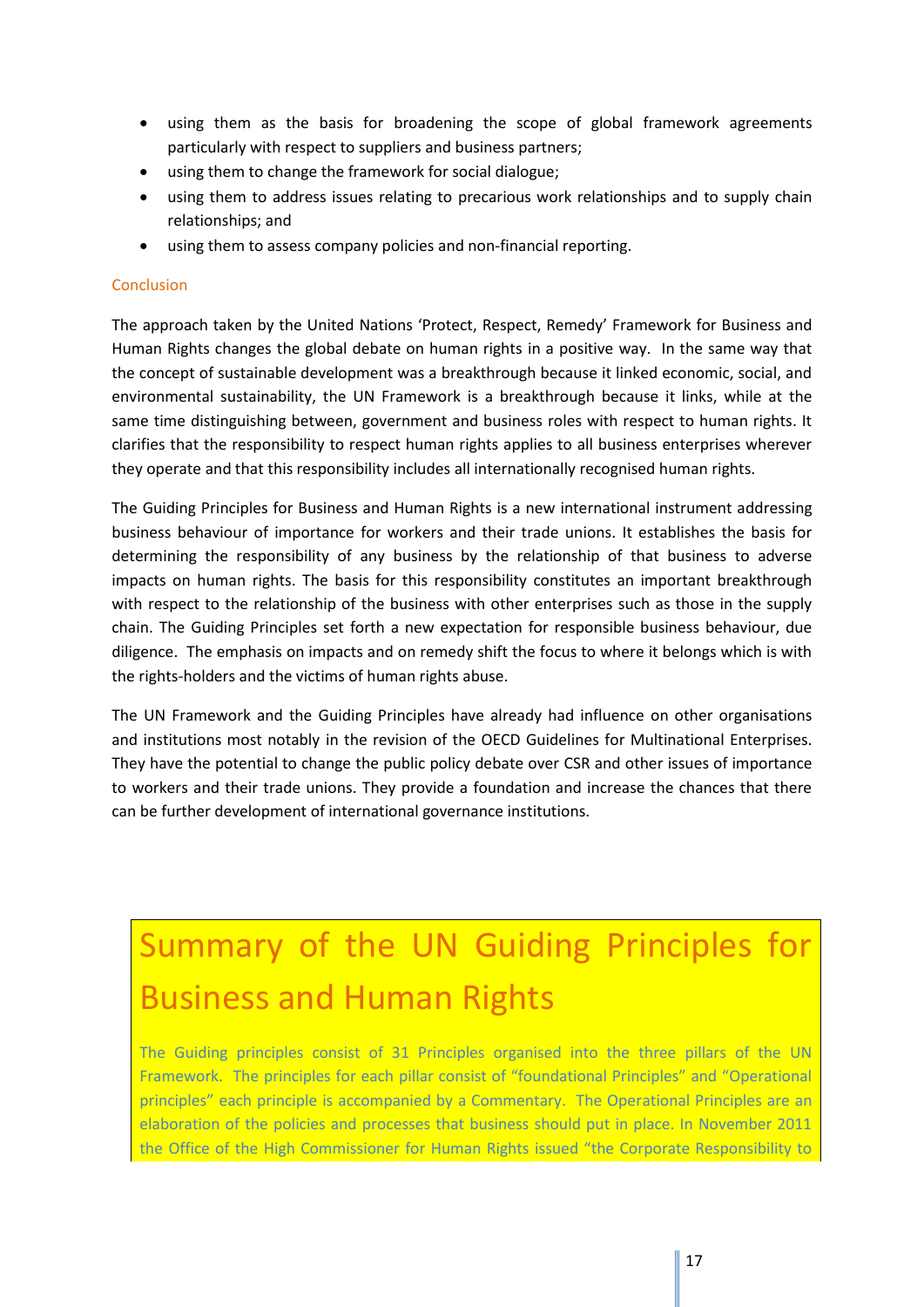- using them as the basis for broadening the scope of global framework agreements particularly with respect to suppliers and business partners;
- using them to change the framework for social dialogue;
- using them to address issues relating to precarious work relationships and to supply chain relationships; and
- using them to assess company policies and non-financial reporting.

### Conclusion

The approach taken by the United Nations 'Protect, Respect, Remedy' Framework for Business and Human Rights changes the global debate on human rights in a positive way. In the same way that the concept of sustainable development was a breakthrough because it linked economic, social, and environmental sustainability, the UN Framework is a breakthrough because it links, while at the same time distinguishing between, government and business roles with respect to human rights. It clarifies that the responsibility to respect human rights applies to all business enterprises wherever they operate and that this responsibility includes all internationally recognised human rights.

The Guiding Principles for Business and Human Rights is a new international instrument addressing business behaviour of importance for workers and their trade unions. It establishes the basis for determining the responsibility of any business by the relationship of that business to adverse impacts on human rights. The basis for this responsibility constitutes an important breakthrough with respect to the relationship of the business with other enterprises such as those in the supply chain. The Guiding Principles set forth a new expectation for responsible business behaviour, due diligence. The emphasis on impacts and on remedy shift the focus to where it belongs which is with the rights-holders and the victims of human rights abuse.

The UN Framework and the Guiding Principles have already had influence on other organisations and institutions most notably in the revision of the OECD Guidelines for Multinational Enterprises. They have the potential to change the public policy debate over CSR and other issues of importance to workers and their trade unions. They provide a foundation and increase the chances that there can be further development of international governance institutions.

# Summary of the UN Guiding Principles for Business and Human Rights

The Guiding principles consist of 31 Principles organised into the three pillars of the UN Framework. The principles for each pillar consist of "foundational Principles" and "Operational principles" each principle is accompanied by a Commentary. The Operational Principles are an elaboration of the policies and processes that business should put in place. In November 2011 the Office of the High Commissioner for Human Rights issued "the Corporate Responsibility to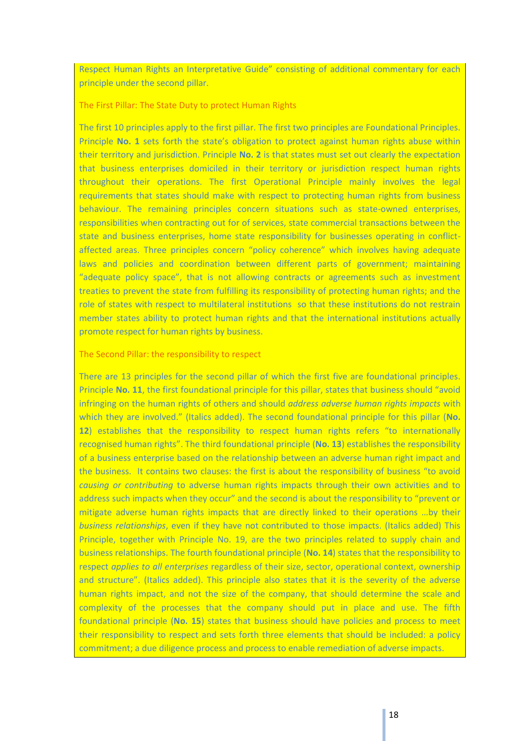Respect Human Rights an Interpretative Guide" consisting of additional commentary for each principle under the second pillar.

### The First Pillar: The State Duty to protect Human Rights

The first 10 principles apply to the first pillar. The first two principles are Foundational Principles. Principle **No. 1** sets forth the state's obligation to protect against human rights abuse within their territory and jurisdiction. Principle **No. 2** is that states must set out clearly the expectation that business enterprises domiciled in their territory or jurisdiction respect human rights throughout their operations. The first Operational Principle mainly involves the legal requirements that states should make with respect to protecting human rights from business behaviour. The remaining principles concern situations such as state-owned enterprises, responsibilities when contracting out for of services, state commercial transactions between the state and business enterprises, home state responsibility for businesses operating in conflict-affected areas. Three principles concern "policy coherence" which involves having adequate laws and policies and coordination between different parts of government; maintaining "adequate policy space", that is not allowing contracts or agreements such as investment treaties to prevent the state from fulfilling its responsibility of protecting human rights; and the role of states with respect to multilateral institutions so that these institutions do not restrain member states ability to protect human rights and that the international institutions actually promote respect for human rights by business.

### The Second Pillar: the responsibility to respect

There are 13 principles for the second pillar of which the first five are foundational principles. Principle **No. 11**, the first foundational principle for this pillar, states that business should "avoid infringing on the human rights of others and should *address adverse human rights impacts* with which they are involved." (Italics added). The second foundational principle for this pillar (**No. 12**) establishes that the responsibility to respect human rights refers "to internationally recognised human rights". The third foundational principle (**No. 13**) establishes the responsibility of a business enterprise based on the relationship between an adverse human right impact and the business. It contains two clauses: the first is about the responsibility of business "to avoid *causing or contributing* to adverse human rights impacts through their own activities and to address such impacts when they occur" and the second is about the responsibility to "prevent or mitigate adverse human rights impacts that are directly linked to their operations …by their *business relationships*, even if they have not contributed to those impacts. (Italics added) This Principle, together with Principle No. 19, are the two principles related to supply chain and business relationships. The fourth foundational principle (**No. 14**) states that the responsibility to respect *applies to all enterprises* regardless of their size, sector, operational context, ownership and structure". (Italics added). This principle also states that it is the severity of the adverse human rights impact, and not the size of the company, that should determine the scale and complexity of the processes that the company should put in place and use. The fifth foundational principle (**No. 15**) states that business should have policies and process to meet their responsibility to respect and sets forth three elements that should be included: a policy commitment; a due diligence process and process to enable remediation of adverse impacts.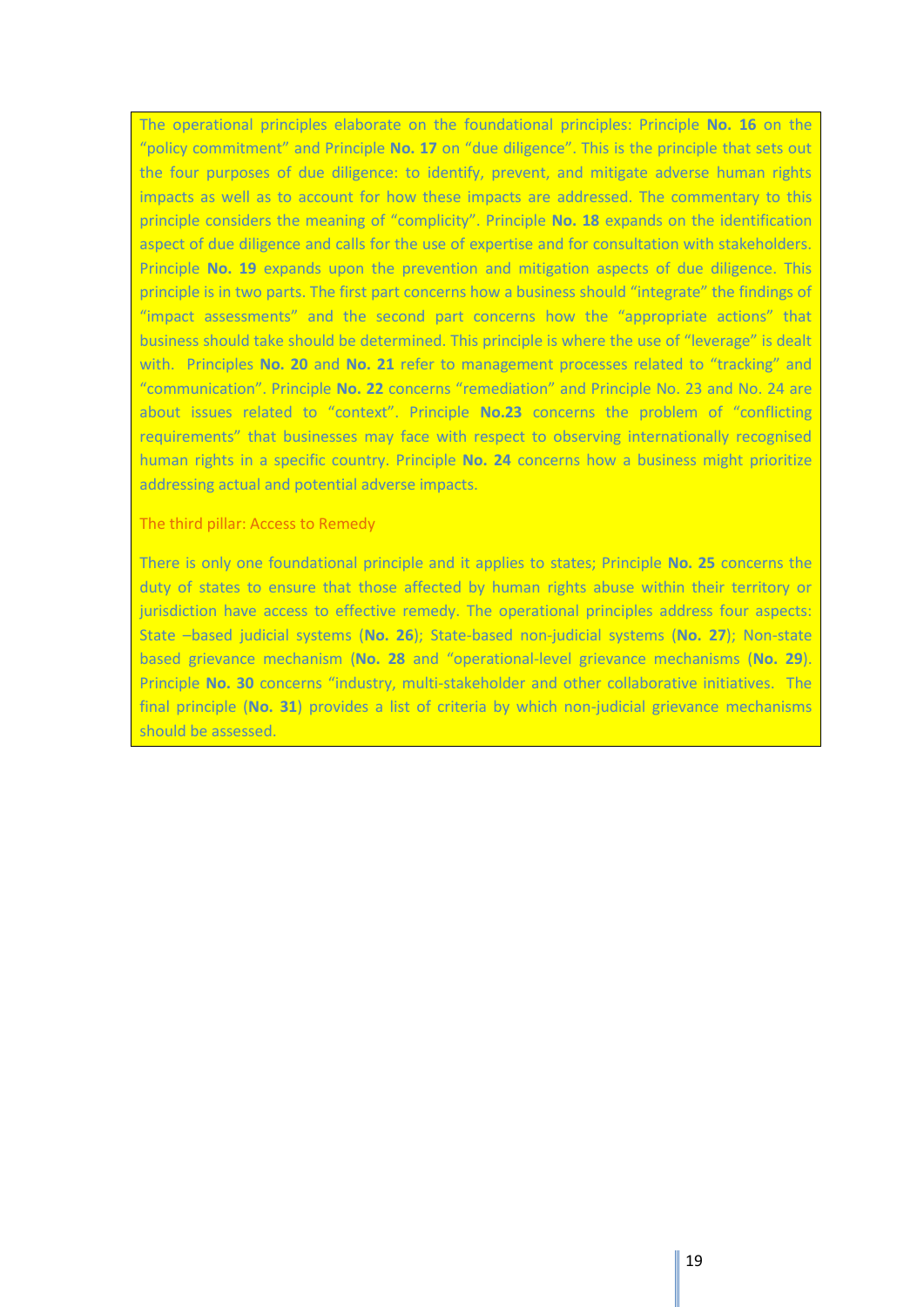The operational principles elaborate on the foundational principles: Principle **No. 16** on the "policy commitment" and Principle **No. 17** on "due diligence". This is the principle that sets out the four purposes of due diligence: to identify, prevent, and mitigate adverse human rights impacts as well as to account for how these impacts are addressed. The commentary to this principle considers the meaning of "complicity". Principle **No. 18** expands on the identification aspect of due diligence and calls for the use of expertise and for consultation with stakeholders. Principle **No. 19** expands upon the prevention and mitigation aspects of due diligence. This principle is in two parts. The first part concerns how a business should "integrate" the findings of "impact assessments" and the second part concerns how the "appropriate actions" that business should take should be determined. This principle is where the use of "leverage" is dealt with. Principles **No. 20** and **No. 21** refer to management processes related to "tracking" and "communication". Principle **No. 22** concerns "remediation" and Principle No. 23 and No. 24 are about issues related to "context". Principle **No.23** concerns the problem of "conflicting requirements" that businesses may face with respect to observing internationally recognised human rights in a specific country. Principle **No. 24** concerns how a business might prioritize addressing actual and potential adverse impacts.

### The third pillar: Access to Remedy

There is only one foundational principle and it applies to states; Principle **No. 25** concerns the duty of states to ensure that those affected by human rights abuse within their territory or jurisdiction have access to effective remedy. The operational principles address four aspects: State –based judicial systems (**No. 26**); State-based non-judicial systems (**No. 27**); Non-state based grievance mechanism (**No. 28** and "operational-level grievance mechanisms (**No. 29**). Principle **No. 30** concerns "industry, multi-stakeholder and other collaborative initiatives. The final principle (**No. 31**) provides a list of criteria by which non-judicial grievance mechanisms should be assessed.